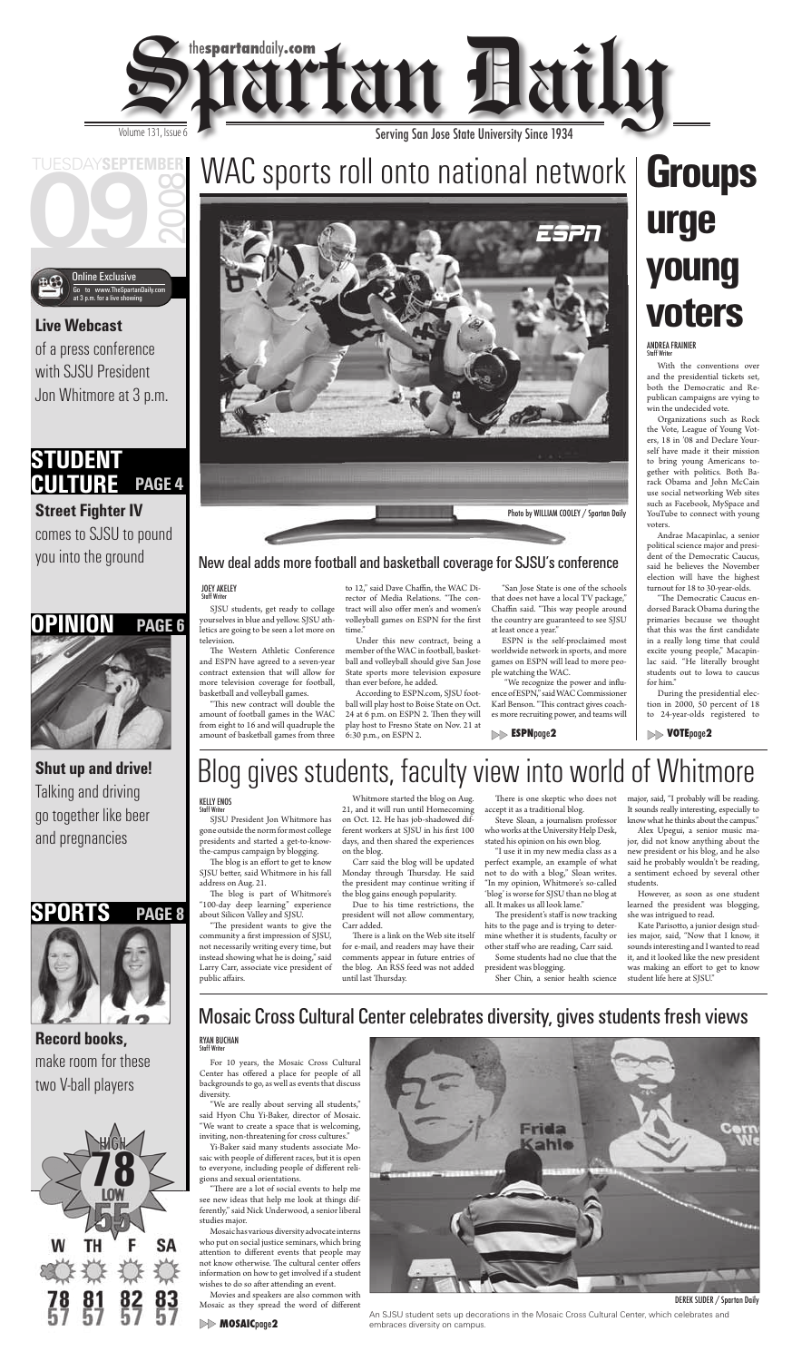# Spartan Daily

thespartandaily.com

Volume 131, Issue 6

Serving San Jose State University Since 1934

TUESDAY SEPTEMBER 09 2008

**Online Exclusive**
Go to www.TheSpartanDaily.com at 3 p.m. for a live showing

**Live Webcast** of a press conference with SJSU President Jon Whitmore at 3 p.m.

**STUDENT CULTURE PAGE 4**

**Street Fighter IV** comes to SJSU to pound you into the ground

**OPINION PAGE 6**

**Shut up and drive!** Talking and driving go together like beer and pregnancies

**SPORTS PAGE 8**

**Record books,** make room for these two V-ball players

HIGH 78 LOW 55

| W | TH | F | SA |
|---|---|---|---|
| 78 | 81 | 82 | 83 |
| 57 | 57 | 57 | 57 |

# WAC sports roll onto national network

Photo by WILLIAM COOLEY / Spartan Daily

## New deal adds more football and basketball coverage for SJSU's conference

JOEY AKELEY
Staff Writer

SJSU students, get ready to collage yourselves in blue and yellow. SJSU athletics are going to be seen a lot more on television.

The Western Athletic Conference and ESPN have agreed to a seven-year contract extension that will allow for more television coverage for football, basketball and volleyball games.

"This new contract will double the amount of football games in the WAC from eight to 16 and will quadruple the amount of basketball games from three to 12," said Dave Chaffin, the WAC Director of Media Relations. "The contract will also offer men's and women's volleyball games on ESPN for the first time."

Under this new contract, being a member of the WAC in football, basketball and volleyball should give San Jose State sports more television exposure than ever before, he added.

According to ESPN.com, SJSU football will play host to Boise State on Oct. 24 at 6 p.m. on ESPN 2. Then they will play host to Fresno State on Nov. 21 at 6:30 p.m., on ESPN 2.

"San Jose State is one of the schools that does not have a local TV package," Chaffin said. "This way people around the country are guaranteed to see SJSU at least once a year."

ESPN is the self-proclaimed most worldwide network in sports, and more games on ESPN will lead to more people watching the WAC.

"We recognize the power and influence of ESPN," said WAC Commissioner Karl Benson. "This contract gives coaches more recruiting power, and teams will

▶▶ **ESPN** page 2

# Groups urge young voters

ANDREA FRAINIER
Staff Writer

With the conventions over and the presidential tickets set, both the Democratic and Republican campaigns are vying to win the undecided vote.

Organizations such as Rock the Vote, League of Young Voters, 18 in '08 and Declare Yourself have made it their mission to bring young Americans together with politics. Both Barack Obama and John McCain use social networking Web sites such as Facebook, MySpace and YouTube to connect with young voters.

Andrae Macapinlac, a senior political science major and president of the Democratic Caucus, said he believes the November election will have the highest turnout for 18 to 30-year-olds.

"The Democratic Caucus endorsed Barack Obama during the primaries because we thought that this was the first candidate in a really long time that could excite young people," Macapinlac said. "He literally brought students out to Iowa to caucus for him."

During the presidential election in 2000, 50 percent of 18 to 24-year-olds registered to

▶▶ **VOTE** page 2

# Blog gives students, faculty view into world of Whitmore

KELLY ENOS
Staff Writer

SJSU President Jon Whitmore has gone outside the norm for most college presidents and started a get-to-know-the-campus campaign by blogging.

The blog is an effort to get to know SJSU better, said Whitmore in his fall address on Aug. 21.

The blog is part of Whitmore's "100-day deep learning" experience about Silicon Valley and SJSU.

"The president wants to give the community a first impression of SJSU, not necessarily writing every time, but instead showing what he is doing," said Larry Carr, associate vice president of public affairs.

Whitmore started the blog on Aug. 21, and it will run until Homecoming on Oct. 12. He has job-shadowed different workers at SJSU in his first 100 days, and then shared the experiences on the blog.

Carr said the blog will be updated Monday through Thursday. He said the president may continue writing if the blog gains enough popularity.

Due to his time restrictions, the president will not allow commentary, Carr added.

There is a link on the Web site itself for e-mail, and readers may have their comments appear in future entries of the blog. An RSS feed was not added until last Thursday.

There is one skeptic who does not accept it as a traditional blog.

Steve Sloan, a journalism professor who works at the University Help Desk, stated his opinion on his own blog.

"I use it in my new media class as a perfect example, an example of what not to do with a blog," Sloan writes. "In my opinion, Whitmore's so-called 'blog' is worse for SJSU than no blog at all. It makes us all look lame."

The president's staff is now tracking hits to the page and is trying to determine whether it is students, faculty or other staff who are reading, Carr said.

Some students had no clue that the president was blogging.

Sher Chin, a senior health science major, said, "I probably will be reading. It sounds really interesting, especially to know what he thinks about the campus."

Alex Upegui, a senior music major, did not know anything about the new president or his blog, and he also said he probably wouldn't be reading, a sentiment echoed by several other students.

However, as soon as one student learned the president was blogging, she was intrigued to read.

Kate Parisotto, a junior design studies major, said, "Now that I know it, it sounds interesting and I wanted to read it, and it looked like the new president was making an effort to get to know student life here at SJSU."

# Mosaic Cross Cultural Center celebrates diversity, gives students fresh views

RYAN BUCHAN
Staff Writer

For 10 years, the Mosaic Cross Cultural Center has offered a place for people of all backgrounds to go, as well as events that discuss diversity.

"We are really about serving all students," said Hyon Chu Yi-Baker, director of Mosaic. "We want to create a space that is welcoming, inviting, non-threatening for cross cultures."

Yi-Baker said many students associate Mosaic with people of different races, but it is open to everyone, including people of different religions and sexual orientations.

"There are a lot of social events to help me see new ideas that help me look at things differently," said Nick Underwood, a senior liberal studies major.

Mosaic has various diversity advocate interns who put on social justice seminars, which bring attention to different events that people may not know otherwise. The cultural center offers information on how to get involved if a student wishes to do so after attending an event.

Movies and speakers are also common with Mosaic as they spread the word of different

▶▶ **MOSAIC** page 2

DEREK SIJDER / Spartan Daily

An SJSU student sets up decorations in the Mosaic Cross Cultural Center, which celebrates and embraces diversity on campus.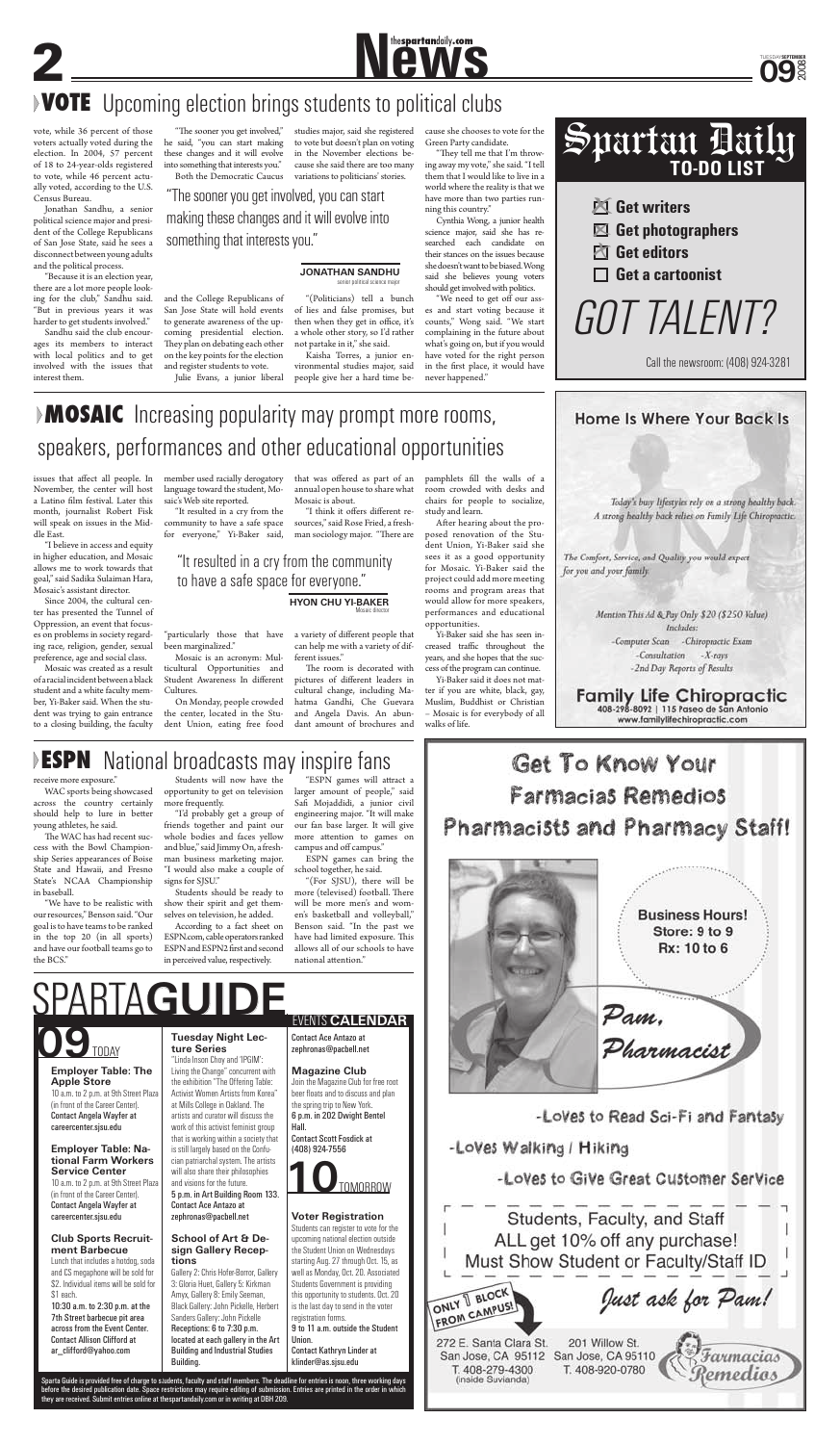## VOTE Upcoming election brings students to political clubs

vote, while 36 percent of those voters actually voted during the election. In 2004, 57 percent of 18 to 24-year-olds registered to vote, while 46 percent actually voted, according to the U.S. Census Bureau.

Jonathan Sandhu, a senior political science major and president of the College Republicans of San Jose State, said he sees a disconnect between young adults and the political process.

"Because it is an election year, there are a lot more people looking for the club," Sandhu said. "But in previous years it was harder to get students involved."

Sandhu said the club encourages its members to interact with local politics and to get involved with the issues that interest them.

"The sooner you get involved," he said, "you can start making these changes and it will evolve into something that interests you."

Both the Democratic Caucus and the College Republicans of San Jose State will hold events to generate awareness of the upcoming presidential election. They plan on debating each other on the key points for the election and register students to vote.

Julie Evans, a junior liberal studies major, said she registered to vote but doesn't plan on voting in the November elections because she said there are too many variations to politicians' stories.

> "The sooner you get involved, you can start making these changes and it will evolve into something that interests you."
>
> **JONATHAN SANDHU**
> senior political science major

"(Politicians) tell a bunch of lies and false promises, but then when they get in office, it's a whole other story, so I'd rather not partake in it," she said.

Kaisha Torres, a junior environmental studies major, said people give her a hard time because she chooses to vote for the Green Party candidate.

"They tell me that I'm throwing away my vote," she said. "I tell them that I would like to live in a world where the reality is that we have more than two parties running this country."

Cynthia Wong, a junior health science major, said she has researched each candidate on their stances on the issues because she doesn't want to be biased. Wong said she believes young voters should get involved with politics.

"We need to get off our asses and start voting because it counts," Wong said. "We start complaining in the future about what's going on, but if you would have voted for the right person in the first place, it would have never happened."

## MOSAIC Increasing popularity may prompt more rooms, speakers, performances and other educational opportunities

issues that affect all people. In November, the center will host a Latino film festival. Later this month, journalist Robert Fisk will speak on issues in the Middle East.

"I believe in access and equity in higher education, and Mosaic allows me to work towards that goal," said Sadika Sulaiman Hara, Mosaic's assistant director.

Since 2004, the cultural center has presented the Tunnel of Oppression, an event that focuses on problems in society regarding race, religion, gender, sexual preference, age and social class.

Mosaic was created as a result of a racial incident between a black student and a white faculty member, Yi-Baker said. When the student was trying to gain entrance to a closing building, the faculty member used racially derogatory language toward the student, Mosaic's Web site reported.

"It resulted in a cry from the community to have a safe space for everyone," Yi-Baker said, "particularly those that have been marginalized."

> "It resulted in a cry from the community to have a safe space for everyone."
>
> **HYON CHU YI-BAKER**
> Mosaic director

Mosaic is an acronym: Multicultural Opportunities and Student Awareness In different Cultures.

On Monday, people crowded the center, located in the Student Union, eating free food that was offered as part of an annual open house to share what Mosaic is about.

"I think it offers different resources," said Rose Fried, a freshman sociology major. "There are a variety of different people that can help me with a variety of different issues."

The room is decorated with pictures of different leaders in cultural change, including Mahatma Gandhi, Che Guevara and Angela Davis. An abundant amount of brochures and pamphlets fill the walls of a room crowded with desks and chairs for people to socialize, study and learn.

After hearing about the proposed renovation of the Student Union, Yi-Baker said she sees it as a good opportunity for Mosaic. Yi-Baker said the project could add more meeting rooms and program areas that would allow for more speakers, performances and educational opportunities.

Yi-Baker said she has seen increased traffic throughout the years, and she hopes that the success of the program can continue.

Yi-Baker said it does not matter if you are white, black, gay, Muslim, Buddhist or Christian – Mosaic is for everybody of all walks of life.

## ESPN National broadcasts may inspire fans

receive more exposure."

WAC sports being showcased across the country certainly should help to lure in better young athletes, he said.

The WAC has had recent success with the Bowl Championship Series appearances of Boise State and Hawaii, and Fresno State's NCAA Championship in baseball.

"We have to be realistic with our resources," Benson said. "Our goal is to have teams to be ranked in the top 20 (in all sports) and have our football teams go to the BCS."

Students will now have the opportunity to get on television more frequently.

"I'd probably get a group of friends together and paint our whole bodies and faces yellow and blue," said Jimmy On, a freshman business marketing major. "I would also make a couple of signs for SJSU."

Students should be ready to show their spirit and get themselves on television, he added.

According to a fact sheet on ESPN.com, cable operators ranked ESPN and ESPN2 first and second in perceived value, respectively.

"ESPN games will attract a larger amount of people," said Safi Mojaddidi, a junior civil engineering major. "It will make our fan base larger. It will give more attention to games on campus and off campus."

ESPN games can bring the school together, he said.

"(For SJSU), there will be more (televised) football. There will be more men's and women's basketball and volleyball," Benson said. "In the past we have had limited exposure. This allows all of our schools to have national attention."

---

**Spartan Daily TO-DO LIST**

- [x] Get writers
- [x] Get photographers
- [x] Get editors
- [ ] Get a cartoonist

GOT TALENT?

Call the newsroom: (408) 924-3281

---

**Home Is Where Your Back Is**

*Today's busy lifestyles rely on a strong healthy back. A strong healthy back relies on Family Life Chiropractic.*

*The Comfort, Service, and Quality you would expect for you and your family.*

*Mention This Ad & Pay Only $20 ($250 Value)*
*Includes:*
*-Computer Scan -Chiropractic Exam*
*-Consultation -X-rays*
*-2nd Day Reports of Results*

**Family Life Chiropractic**
408-298-8092 | 115 Paseo de San Antonio
www.familylifechiropractic.com

---

**Get To Know Your Farmacias Remedios Pharmacists and Pharmacy Staff!**

Business Hours!
Store: 9 to 9
Rx: 10 to 6

Pam, Pharmacist

-Loves to Read Sci-Fi and Fantasy
-Loves Walking / Hiking
-Loves to Give Great Customer Service

Students, Faculty, and Staff ALL get 10% off any purchase! Must Show Student or Faculty/Staff ID

ONLY 1 BLOCK FROM CAMPUS!

Just ask for Pam!

272 E. Santa Clara St. San Jose, CA 95112 T. 408-279-4300 (inside Suvianda)

201 Willow St. San Jose, CA 95110 T. 408-920-0780

Farmacias Remedios

---

# SPARTAGUIDE

## 09 TODAY

**Employer Table: The Apple Store**
10 a.m. to 2 p.m. at 9th Street Plaza (in front of the Career Center).
Contact Angela Wayfer at careercenter.sjsu.edu

**Employer Table: National Farm Workers Service Center**
10 a.m. to 2 p.m. at 9th Street Plaza (in front of the Career Center).
Contact Angela Wayfer at careercenter.sjsu.edu

**Club Sports Recruitment Barbecue**
Lunch that includes a hotdog, soda and CS megaphone will be sold for $2. Individual items will be sold for $1 each.
10:30 a.m. to 2:30 p.m. at the 7th Street barbecue pit area across from the Event Center.
Contact Allison Clifford at ar_clifford@yahoo.com

**Tuesday Night Lecture Series**
"Linda Inson Choy and 'IPGIM': Living the Change" concurrent with the exhibition "The Offering Table: Activist Women Artists from Korea" at Mills College in Oakland. The artists and curator will discuss the work of this activist feminist group that is working within a society that is still largely based on the Confucian patriarchal system. The artists will also share their philosophies and visions for the future.
5 p.m. in Art Building Room 133.
Contact Ace Antazo at zephronas@pacbell.net

**School of Art & Design Gallery Receptions**
Gallery 2: Chris Hofer-Borror, Gallery 3: Gloria Huet, Gallery 5: Kirkman Amyx, Gallery 8: Emily Seeman, Black Gallery: John Pickelle, Herbert Sanders Gallery: John Pickelle
Receptions: 6 to 7:30 p.m. located at each gallery in the Art Building and Industrial Studies Building.

### EVENTS CALENDAR

Contact Ace Antazo at zephronas@pacbell.net

**Magazine Club**
Join the Magazine Club for free root beer floats and to discuss and plan the spring trip to New York.
6 p.m. in 202 Dwight Bentel Hall.
Contact Scott Fosdick at (408) 924-7556

## 10 TOMORROW

**Voter Registration**
Students can register to vote for the upcoming national election outside the Student Union on Wednesdays starting Aug. 27 through Oct. 15, as well as Monday, Oct. 20. Associated Students Government is providing this opportunity to students. Oct. 20 is the last day to send in the voter registration forms.
9 to 11 a.m. outside the Student Union.
Contact Kathryn Linder at klinder@as.sjsu.edu

Sparta Guide is provided free of charge to students, faculty and staff members. The deadline for entries is noon, three working days before the desired publication date. Space restrictions may require editing of submission. Entries are printed in the order in which they are received. Submit entries online at thespartandaily.com or in writing at DBH 209.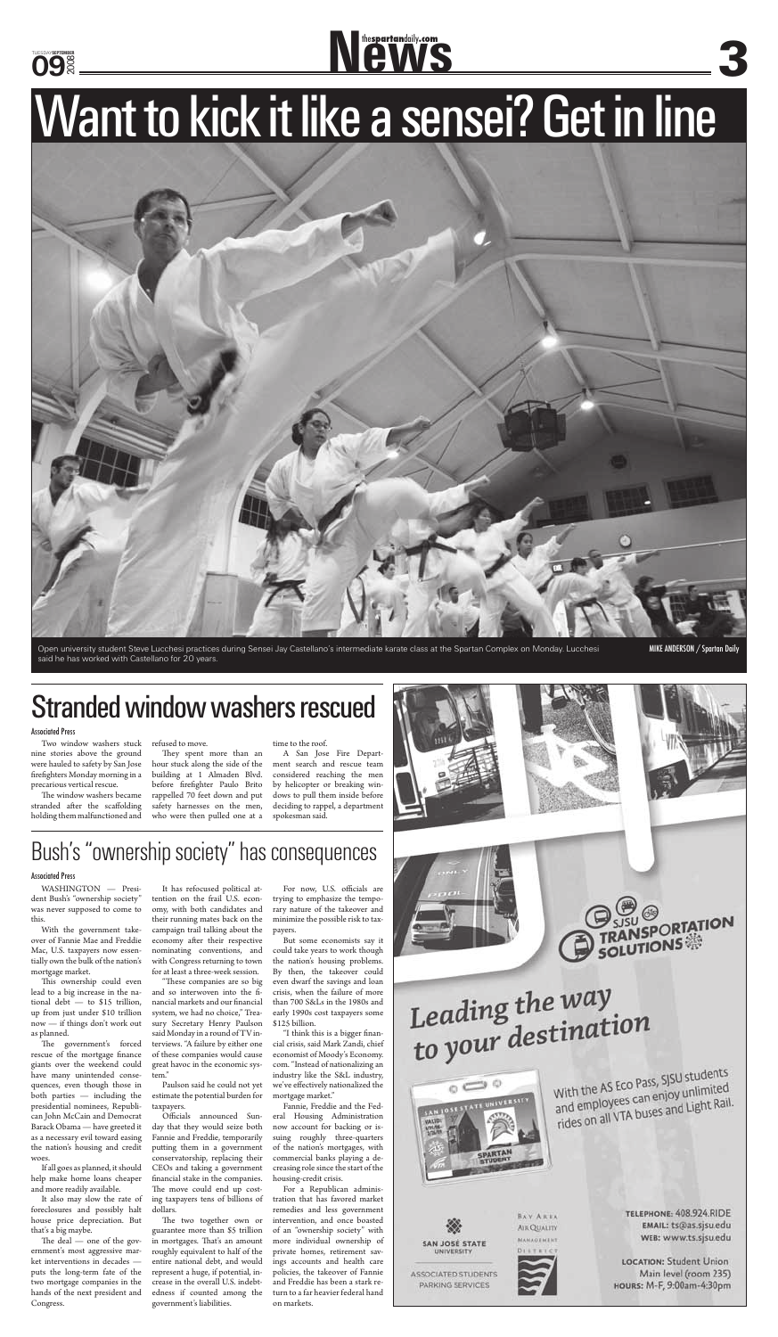# Want to kick it like a sensei? Get in line

Open university student Steve Lucchesi practices during Sensei Jay Castellano's intermediate karate class at the Spartan Complex on Monday. Lucchesi said he has worked with Castellano for 20 years.

MIKE ANDERSON / Spartan Daily

## Stranded window washers rescued

Associated Press

Two window washers stuck nine stories above the ground were hauled to safety by San Jose firefighters Monday morning in a precarious vertical rescue.

The window washers became stranded after the scaffolding holding them malfunctioned and refused to move.

They spent more than an hour stuck along the side of the building at 1 Almaden Blvd. before firefighter Paulo Brito rappelled 70 feet down and put safety harnesses on the men, who were then pulled one at a time to the roof.

A San Jose Fire Department search and rescue team considered reaching the men by helicopter or breaking windows to pull them inside before deciding to rappel, a department spokesman said.

## Bush's "ownership society" has consequences

Associated Press

WASHINGTON — President Bush's "ownership society" was never supposed to come to this.

With the government takeover of Fannie Mae and Freddie Mac, U.S. taxpayers now essentially own the bulk of the nation's mortgage market.

This ownership could even lead to a big increase in the national debt — to $15 trillion, up from just under $10 trillion now — if things don't work out as planned.

The government's forced rescue of the mortgage finance giants over the weekend could have many unintended consequences, even though those in both parties — including the presidential nominees, Republican John McCain and Democrat Barack Obama — have greeted it as a necessary evil toward easing the nation's housing and credit woes.

If all goes as planned, it should help make home loans cheaper and more readily available.

It also may slow the rate of foreclosures and possibly halt house price depreciation. But that's a big maybe.

The deal — one of the government's most aggressive market interventions in decades — puts the long-term fate of the two mortgage companies in the hands of the next president and Congress.

It has refocused political attention on the frail U.S. economy, with both candidates and their running mates back on the campaign trail talking about the economy after their respective nominating conventions, and with Congress returning to town for at least a three-week session.

"These companies are so big and so interwoven into the financial markets and our financial system, we had no choice," Treasury Secretary Henry Paulson said Monday in a round of TV interviews. "A failure by either one of these companies would cause great havoc in the economic system."

Paulson said he could not yet estimate the potential burden for taxpayers.

Officials announced Sunday that they would seize both Fannie and Freddie, temporarily putting them in a government conservatorship, replacing their CEOs and taking a government financial stake in the companies. The move could end up costing taxpayers tens of billions of dollars.

The two together own or guarantee more than $5 trillion in mortgages. That's an amount roughly equivalent to half of the entire national debt, and would represent a huge, if potential, increase in the overall U.S. indebtedness if counted among the government's liabilities.

For now, U.S. officials are trying to emphasize the temporary nature of the takeover and minimize the possible risk to taxpayers.

But some economists say it could take years to work though the nation's housing problems. By then, the takeover could even dwarf the savings and loan crisis, when the failure of more than 700 S&Ls in the 1980s and early 1990s cost taxpayers some $125 billion.

"I think this is a bigger financial crisis, said Mark Zandi, chief economist of Moody's Economy.com. "Instead of nationalizing an industry like the S&L industry, we've effectively nationalized the mortgage market."

Fannie, Freddie and the Federal Housing Administration now account for backing or issuing roughly three-quarters of the nation's mortgages, with commercial banks playing a decreasing role since the start of the housing-credit crisis.

For a Republican administration that has favored market remedies and less government intervention, and once boasted of an "ownership society" with more individual ownership of private homes, retirement savings accounts and health care policies, the takeover of Fannie and Freddie has been a stark return to a far heavier federal hand on markets.

SJSU TRANSPORTATION SOLUTIONS

Leading the way to your destination

With the AS Eco Pass, SJSU students and employees can enjoy unlimited rides on all VTA buses and Light Rail.

SAN JOSÉ STATE UNIVERSITY

ASSOCIATED STUDENTS PARKING SERVICES

BAY AREA AIR QUALITY MANAGEMENT DISTRICT

TELEPHONE: 408.924.RIDE
EMAIL: ts@as.sjsu.edu
WEB: www.ts.sjsu.edu

LOCATION: Student Union Main level (room 235)
HOURS: M-F, 9:00am-4:30pm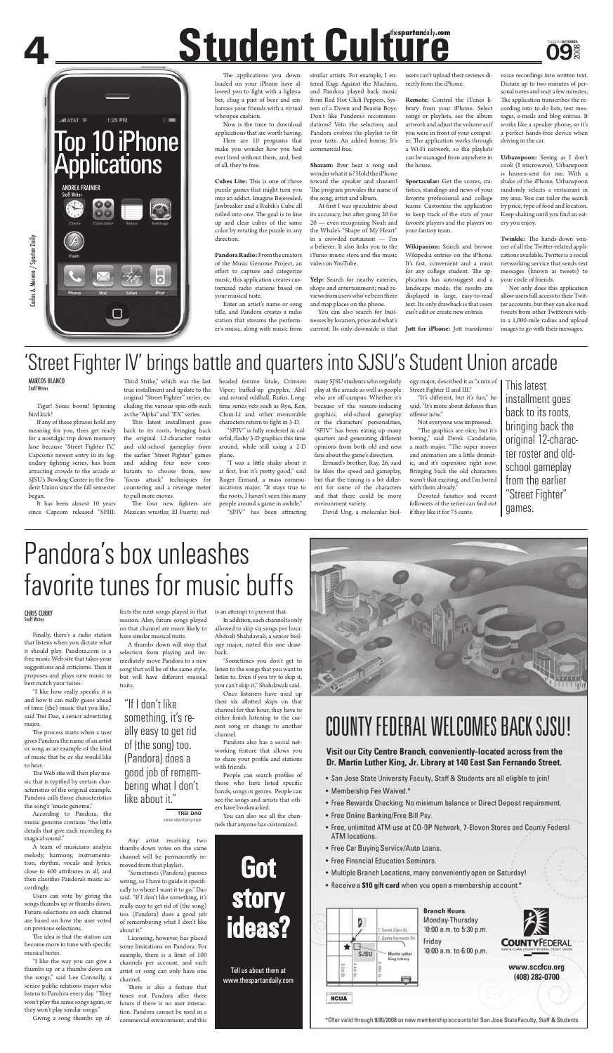# Student Culture

## Top 10 iPhone Applications

ANDREA FRAINIER
Staff Writer

Carlos A. Moreno / Spartan Daily

The applications you downloaded on your iPhone have allowed you to fight with a lightsaber, chug a pint of beer and embarrass your friends with a virtual whoopee cushion.

Now is the time to download applications that are worth having.

Here are 10 programs that make you wonder how you had ever lived without them, and, best of all, they're free.

**Cubes Lite:** This is one of those puzzle games that might turn you into an addict. Imagine Bejeweled, Jawbreaker and a Rubik's Cube all rolled into one. The goal is to line up and clear cubes of the same color by rotating the puzzle in any direction.

**Pandora Radio:** From the creators of the Music Genome Project, an effort to capture and categorize music, this application creates customized radio stations based on your musical taste.

Enter an artist's name or song title, and Pandora creates a radio station that streams the performer's music, along with music from similar artists. For example, I entered Rage Against the Machine, and Pandora played back music from Red Hot Chili Peppers, System of a Down and Beastie Boys. Don't like Pandora's recommendations? Veto the selection, and Pandora evolves the playlist to fit your taste. An added bonus: It's commercial free.

**Shazam:** Ever hear a song and wonder what it is? Hold the iPhone toward the speaker and shazam! The program provides the name of the song, artist and album.

At first I was speculative about its accuracy, but after going for 20 for 20 — even recognizing Noah and the Whale's "Shape of My Heart" in a crowded restaurant — I'm a believer. It also links you to the iTunes music store and the music video on YouTube.

**Yelp:** Search for nearby eateries, shops and entertainment; read reviews from users who've been there and map places on the phone.

You can also search for businesses by location, price and what's current. Its only downside is that users can't upload their reviews directly from the iPhone.

**Remote:** Control the iTunes library from your iPhone. Select songs or playlists, see the album artwork and adjust the volume as if you were in front of your computer. The application works through a Wi-Fi network, so the playlists can be managed from anywhere in the house.

**Sportacular:** Get the scores, statistics, standings and news of your favorite professional and college teams. Customize the application to keep track of the stats of your favorite players and the players on your fantasy team.

**Wikipanion:** Search and browse Wikipedia entries on the iPhone. It's fast, convenient and a must for any college student. The application has autosuggest and a landscape mode; the results are displayed in large, easy-to-read text. Its only drawback is that users can't edit or create new entries.

**Jott for iPhone:** Jott transforms voice recordings into written text. Dictate up to two minutes of personal notes and wait a few minutes. The application transcribes the recording into to-do lists, text messages, e-mails and blog entries. It works like a speaker phone, so it's a perfect hands-free device when driving in the car.

**Urbanspoon:** Seeing as I don't cook (1 microwave), Urbanspoon is heaven-sent for me. With a shake of the iPhone, Urbanspoon randomly selects a restaurant in my area. You can tailor the search by price, type of food and location. Keep shaking until you find an eatery you enjoy.

**Twinkle:** The hands-down winner of all the Twitter-related applications available. Twitter is a social networking service that sends text messages (known as tweets) to your circle of friends.

Not only does this application allow users full access to their Twitter accounts, but they can also read tweets from other Twitterers within a 1,000-mile radius and upload images to go with their messages.

## 'Street Fighter IV' brings battle and quarters into SJSU's Student Union arcade

MARCOS BLANCO
Staff Writer

Tiger! Sonic boom! Spinning bird kick!

If any of these phrases hold any meaning for you, then get ready for a nostalgic trip down memory lane because "Street Fighter IV," Capcom's newest entry in its legendary fighting series, has been attracting crowds to the arcade at SJSU's Bowling Center in the Student Union since the fall semester began.

It has been almost 10 years since Capcom released "SFIII: Third Strike," which was the last true installment and update to the original "Street Fighter" series, excluding the various spin-offs such as the "Alpha" and "EX" series.

This latest installment goes back to its roots, bringing back the original 12-character roster and old-school gameplay from the earlier "Street Fighter" games and adding four new combatants to choose from, new "focus attack" techniques for countering and a revenge meter to pull more moves.

The four new fighters are Mexican wrestler, El Fuerte; red-headed femme fatale, Crimson Viper; buffed-up grappler, Abel and rotund oddball, Rufus. Longtime series vets such as Ryu, Ken, Chun-Li and other memorable characters return to fight in 3-D.

"SFIV" is fully rendered in colorful, flashy 3-D graphics this time around, while still using a 2-D plane.

"I was a little shaky about it at first, but it's pretty good," said Roger Ermard, a mass communications major. "It stays true to the roots. I haven't seen this many people around a game in awhile."

"SFIV" has been attracting many SJSU students who regularly play at the arcade as well as people who are off-campus. Whether it's because of the seizure-inducing graphics, old-school gameplay or the characters' personalities, "SFIV" has been eating up many quarters and generating different opinions from both old and new fans about the game's direction.

Ermard's brother, Ray, 26, said he likes the speed and gameplay, but that the timing is a bit different for some of the characters and that there could be more environment variety.

David Ung, a molecular biology major, described it as "a mix of Street Fighter II and III."

"It's different, but it's fun," he said. "It's more about defense than offense now."

Not everyone was impressed.

"The graphics are nice, but it's boring," said Derek Candelario, a math major. "The super moves and animation are a little dramatic, and it's expensive right now. Bringing back the old characters wasn't that exciting, and I'm bored with them already."

Devoted fanatics and recent followers of the series can find out if they like it for 75 cents.

> This latest installment goes back to its roots, bringing back the original 12-character roster and old-school gameplay from the earlier "Street Fighter" games.

## Pandora's box unleashes favorite tunes for music buffs

CHRIS CURRY
Staff Writer

Finally, there's a radio station that listens when you dictate what it should play. Pandora.com is a free music Web site that takes your suggestions and criticisms. Then it proposes and plays new music to best match your tastes.

"I like how really specific it is and how it can really guess ahead of time (the) music that you like," said Trei Dao, a senior advertising major.

The process starts when a user gives Pandora the name of an artist or song as an example of the kind of music that he or she would like to hear.

The Web site will then play music that is typified by certain characteristics of the original example. Pandora calls those characteristics the song's "music genome."

According to Pandora, the music genome contains "the little details that give each recording its magical sound."

A team of musicians analyze melody, harmony, instrumentation, rhythm, vocals and lyrics, close to 400 attributes in all, and then classifies Pandora's music accordingly.

Users can vote by giving the songs thumbs up or thumbs down. Future selections on each channel are based on how the user voted on previous selections.

The idea is that the station can become more in tune with specific musical tastes.

"I like the way you can give a thumbs up or a thumbs down on the songs," said Lee Connolly, a senior public relations major who listens to Pandora every day. "They won't play the same songs again, or they won't play similar songs."

Giving a song thumbs up affects the next songs played in that session. Also, future songs played on that channel are more likely to have similar musical traits.

A thumbs down will stop that selection from playing and immediately move Pandora to a new song that will be of the same style, but will have different musical traits.

> "If I don't like something, it's really easy to get rid of (the song) too. (Pandora) does a good job of remembering what I don't like about it."
>
> TREI DAO
> senior advertising major

Any artist receiving two thumbs-down votes on the same channel will be permanently removed from that playlist.

"Sometimes (Pandora) guesses wrong, so I have to guide it specifically to where I want it to go," Dao said. "If I don't like something, it's really easy to get rid of (the song) too. (Pandora) does a good job of remembering what I don't like about it."

Licensing, however, has placed some limitations on Pandora. For example, there is a limit of 100 channels per account, and each artist or song can only have one channel.

There is also a feature that times out Pandora after three hours if there is no user interaction. Pandora cannot be used in a commercial environment, and this is an attempt to prevent that.

In addition, each channel is only allowed to skip six songs per hour. Abdoali Shahdawali, a senior biology major, noted this one drawback.

"Sometimes you don't get to listen to the songs that you want to listen to. Even if you try to skip it, you can't skip it," Shahdawali said.

Once listeners have used up their six allotted skips on that channel for that hour, they have to either finish listening to the current song or change to another channel.

Pandora also has a social networking feature that allows you to share your profile and stations with friends.

People can search profiles of those who have listed specific bands, songs or genres. People can see the songs and artists that others have bookmarked.

You can also see all the channels that anyone has customized.

**Got story ideas?**

Tell us about them at www.thespartandaily.com

## COUNTY FEDERAL WELCOMES BACK SJSU!

**Visit our City Centre Branch, conveniently-located across from the Dr. Martin Luther King, Jr. Library at 140 East San Fernando Street.**

- San Jose State University Faculty, Staff & Students are all eligible to join!
- Membership Fee Waived.*
- Free Rewards Checking; No minimum balance or Direct Deposit requirement.
- Free Online Banking/Free Bill Pay.
- Free, unlimited ATM use at CO-OP Network, 7-Eleven Stores and County Federal ATM locations.
- Free Car Buying Service/Auto Loans.
- Free Financial Education Seminars.
- Multiple Branch Locations, many conveniently open on Saturday!
- Receive a **$10 gift card** when you open a membership account.*

**Branch Hours**
Monday-Thursday
10:00 a.m. to 5:30 p.m.
Friday
10:00 a.m. to 6:00 p.m.

COUNTY FEDERAL
SANTA CLARA COUNTY FEDERAL CREDIT UNION

www.sccfcu.org
(408) 282-0700

NCUA

*Offer valid through 9/30/2008 on new membership accounts for San Jose State Faculty, Staff & Students.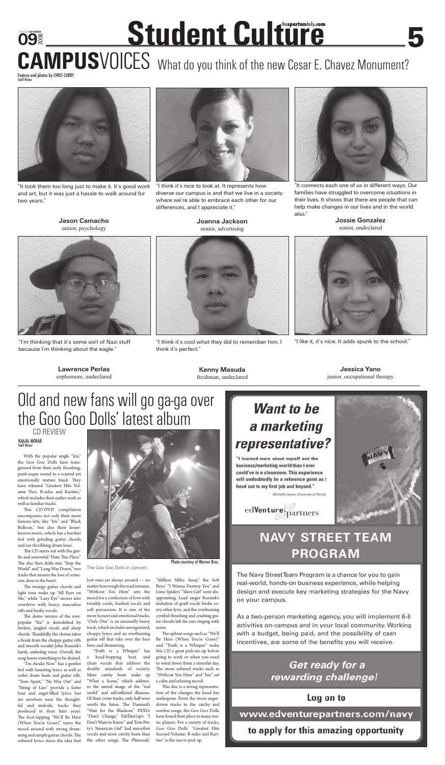# Student Culture

# CAMPUSVOICES What do you think of the new Cesar E. Chavez Monument?

Feature and photos by CHRIS CURRY
Staff Writer

"It took them too long just to make it. It's good work and art, but it was just a hassle to walk around for two years."

**Jason Camacho**
senior, psychology

"I think it's nice to look at. It represents how diverse our campus is and that we live in a society where we're able to embrace each other for our differences, and I appreciate it."

**Joanna Jackson**
senior, advertising

"It connects each one of us in different ways. Our families have struggled to overcome situations in their lives. It shows that there are people that can help make changes in our lives and in the world also."

**Jossie Gonzalez**
senior, undeclared

"I'm thinking that it's some sort of Nazi stuff because I'm thinking about the eagle."

**Lawrence Perlas**
sophomore, undeclared

"I think it's cool what they did to remember him. I think it's perfect."

**Kenny Masuda**
freshman, undeclared

"I like it, it's nice. It adds spunk to the school."

**Jessica Yano**
junior, occupational therapy

# Old and new fans will go ga-ga over the Goo Goo Dolls' latest album

CD REVIEW

KAAJAL MORAR
Staff Writer

With the popular single "Iris," the Goo Goo Dolls have transgressed from their early thrashing, punk-esque sound to a scarred yet emotionally mature band. They have released "Greatest Hits Volume Two: B-sides and Rarities," which includes their earlier work as well as familiar tracks.

This CD-DVD compilation encompasses not only their more famous hits, like "Iris" and "Black Balloon," but also their lesser-known music, which has a harsher feel with grinding guitar chords and ear-throbbing drum lines.

The CD starts out with the gentle and sorrowful "Hate This Place." The disc then drifts into "Stop the World" and "Long Way Down," two tracks that mourn the loss of someone close to the heart.

The twangy guitar chords and light tone make up "All Eyes on Me," while "Lazy Eye" moves into overdrive with heavy, masculine riffs and husky vocals.

The demo version of the ever-popular "Iris" is demolished by broken, jangled vocals and sharp chords. Thankfully, the chorus takes a break from the choppy guitar riffs and smooth vocalist John Rzeznik's harsh, unfeeling voice. Overall, the song leaves something to be desired.

"I'm Awake Now" has a gentler feel with haunting lyrics as well as softer drum beats and guitar riffs. "Torn Apart," "No Way Out" and "String of Lies" provide a faster beat and angst-filled lyrics but are nowhere near the thoughtful and melodic tracks they produced in their later years. The foot-tapping "We'll Be Here (When You're Gone)" turns the mood around with strong drumming and simple guitar chords. The sobered lyrics stress the idea that lost ones are always around — no matter how rough the road remains.

"Without You Here" sets the mood for a confession of love with twinkly cords, hushed vocals and soft percussion. It is one of the more honest and emotional tracks. "Only One" is an unusually heavy track, which includes unorganized, choppy lyrics and an overbearing guitar riff that take over the bass lines and drumming.

"Truth is a Whisper" has a head-bopping beat and clean vocals that address the double standards of society. More catchy beats make up "What a Scene," which addresses the unreal image of the "real world" and self-inflicted illusions. Of their cover tracks, only half were worth the listen. The Damned's "Wait for the Blackout," INXS's "Don't Change," FabTheGap's "I Don't Want to Know" and Tom Petty's "American Girl" had smoother vocals and more catchy beats than the other songs. The Plimsouls' "Million Miles Away," the Soft Boys' "I Wanna Destroy You" and Lime Spiders' "Slave Girl" were disappointing. Lead singer Rzeznik's imitation of gruff vocals broke every other lyric, and the overbearing cymbal-thrashing and crashing guitar chords left the ears ringing with noise.

The upbeat songs such as "We'll Be Here (When You're Gone)" and "Truth is a Whisper" make this CD a great pick-me-up before going to work or when you need to wind down from a stressful day. The more sobered tracks such as "Without You Here" and "Iris" set a calm and relaxing mood.

This disc is a strong representation of the changes the band has undergone. From the more anger-driven tracks to the catchy and somber songs, the Goo Goo Dolls have found their place in many music players. For a variety of tracks, Goo Goo Dolls' "Greatest Hits Second Volume: B-sides and Rarities" is the one to pick up.

The Goo Goo Dolls in concert.

Photo courtesy of Warner Bros.

## Want to be a marketing representative?

"I learned more about myself and the business/marketing world than I ever could've in a classroom. This experience will undoubtedly be a reference point as I head out to my first job and beyond."

*Michelle Levine, University of Florida*

edVenture partners

## NAVY STREET TEAM PROGRAM

The Navy StreetTeam Program is a chance for you to gain real-world, hands-on business experience, while helping design and execute key marketing strategies for the Navy on your campus.

As a two-person marketing agency, you will implement 6-8 activities on-campus and in your local community. Working with a budget, being paid, and the possibility of cash incentives, are some of the benefits you will receive.

***Get ready for a rewarding challenge!***

**Log on to**

**www.edventurepartners.com/navy**

**to apply for this amazing opportunity**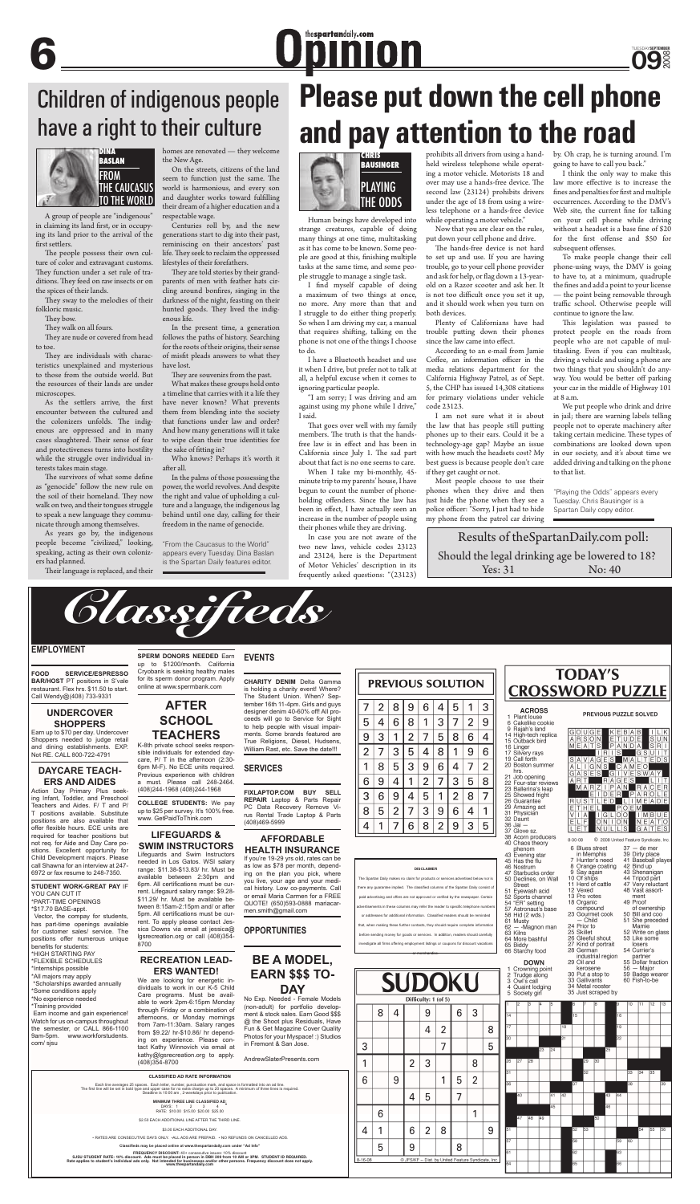# Opinion

## Children of indigenous people have a right to their culture

**DINA BASLAN**
**FROM THE CAUCASUS TO THE WORLD**

A group of people are "indigenous" in claiming its land first, or in occupying its land prior to the arrival of the first settlers.

The people possess their own culture of color and extravagant customs. They function under a set rule of traditions. They feed on raw insects or on the spices of their lands.

They sway to the melodies of their folkloric music.

They bow.

They walk on all fours.

They are nude or covered from head to toe.

They are individuals with characteristics unexplained and mysterious to those from the outside world. But the resources of their lands are under microscopes.

As the settlers arrive, the first encounter between the cultured and the colonizers unfolds. The indigenous are oppressed and in many cases slaughtered. Their sense of fear and protectiveness turns into hostility while the struggle over individual interests takes main stage.

The survivors of what some define as "genocide" follow the new rule on the soil of their homeland. They now walk on two, and their tongues struggle to speak a new language they communicate through among themselves.

As years go by, the indigenous people become "civilized," looking, speaking, acting as their own colonizers had planned.

Their language is replaced, and their homes are renovated — they welcome the New Age.

On the streets, citizens of the land seem to function just the same. The world is harmonious, and every son and daughter works toward fulfilling their dream of a higher education and a respectable wage.

Centuries roll by, and the new generations start to dig into their past, reminiscing on their ancestors' past life. They seek to reclaim the oppressed lifestyles of their forefathers.

They are told stories by their grandparents of men with feather hats circling around bonfires, singing in the darkness of the night, feasting on their hunted goods. They lived the indigenous life.

In the present time, a generation follows the paths of history. Searching for the roots of their origins, their sense of misfit pleads answers to what they have lost.

They are souvenirs from the past.

What makes these groups hold onto a timeline that carries with it a life they have never known? What prevents them from blending into the society that functions under law and order? And how many generations will it take to wipe clean their true identities for the sake of fitting in?

Who knows? Perhaps it's worth it after all.

In the palms of those possessing the power, the world revolves. And despite the right and value of upholding a culture and a language, the indigenous lag behind until one day, calling for their freedom in the name of genocide.

*"From the Caucasus to the World" appears every Tuesday. Dina Baslan is the Spartan Daily features editor.*

## Please put down the cell phone and pay attention to the road

**CHRIS BAUSINGER**
**PLAYING THE ODDS**

Human beings have developed into strange creatures, capable of doing many things at one time, multitasking as it has come to be known. Some people are good at this, finishing multiple tasks at the same time, and some people struggle to manage a single task.

I find myself capable of doing a maximum of two things at once, no more. Any more than that and I struggle to do either thing properly. So when I am driving my car, a manual that requires shifting, talking on the phone is not one of the things I choose to do.

I have a Bluetooth headset and use it when I drive, but prefer not to talk at all, a helpful excuse when it comes to ignoring particular people.

"I am sorry; I was driving and am against using my phone while I drive," I said.

That goes over well with my family members. The truth is that the hands-free law is in effect and has been in California since July 1. The sad part about that fact is no one seems to care.

When I take my bi-monthly, 45-minute trip to my parents' house, I have begun to count the number of phone-holding offenders. Since the law has been in effect, I have actually seen an increase in the number of people using their phones while they are driving.

In case you are not aware of the two new laws, vehicle codes 23123 and 23124, here is the Department of Motor Vehicles' description in its frequently asked questions: "(23123) prohibits all drivers from using a handheld wireless telephone while operating a motor vehicle. Motorists 18 and over may use a hands-free device. The second law (23124) prohibits drivers under the age of 18 from using a wireless telephone or a hands-free device while operating a motor vehicle."

Now that you are clear on the rules, put down your cell phone and drive.

The hands-free device is not hard to set up and use. If you are having trouble, go to your cell phone provider and ask for help, or flag down a 13-year-old on a Razor scooter and ask her. It is not too difficult once you set it up, and it should work when you turn on both devices.

Plenty of Californians have had trouble putting down their phones since the law came into effect.

According to an e-mail from Jamie Coffee, an information officer in the media relations department for the California Highway Patrol, as of Sept. 5, the CHP has issued 14,308 citations for primary violations under vehicle code 23123.

I am not sure what it is about the law that has people still putting phones up to their ears. Could it be a technology-age gap? Maybe an issue with how much the headsets cost? My best guess is because people don't care if they get caught or not.

Most people choose to use their phones when they drive and then just hide the phone when they see a police officer: "Sorry, I just had to hide my phone from the patrol car driving by. Oh crap, he is turning around. I'm going to have to call you back."

I think the only way to make this law more effective is to increase the fines and penalties for first and multiple occurrences. According to the DMV's Web site, the current fine for talking on your cell phone while driving without a headset is a base fine of $20 for the first offense and $50 for subsequent offenses.

To make people change their cell phone-using ways, the DMV is going to have to, at a minimum, quadruple the fines and add a point to your license — the point being removable through traffic school. Otherwise people will continue to ignore the law.

This legislation was passed to protect people on the roads from people who are not capable of multitasking. Even if you can multitask, driving a vehicle and using a phone are two things that you shouldn't do anyway. You would be better off parking your car in the middle of Highway 101 at 8 a.m.

We put people who drink and drive in jail; there are warning labels telling people not to operate machinery after taking certain medicine. These types of combinations are looked down upon in our society, and it's about time we added driving and talking on the phone to that list.

*"Playing the Odds" appears every Tuesday. Chris Bausinger is a Spartan Daily copy editor.*

**Results of theSpartanDaily.com poll:**
**Should the legal drinking age be lowered to 18?**
**Yes: 31 No: 40**

# Classifieds

### EMPLOYMENT

**FOOD SERVICE/ESPRESSO BAR/HOST** PT positions in S'vale restaurant. Flex hrs. $11.50 to start. Call Wendy@(408) 733-9331

**UNDERCOVER SHOPPERS**
Earn up to $70 per day. Undercover Shoppers needed to judge retail and dining establishments. EXP. Not RE. CALL 800-722-4791

**DAYCARE TEACHERS AND AIDES**
Action Day Primary Plus seeking Infant, Toddler, and Preschool Teachers and Aides. F/ T and P/ T positions available. Substitute positions are also available that offer flexible hours. ECE units are required for teacher positions but not req. for Aide and Day Care positions. Excellent opportunity for Child Development majors. Please call Shawna for an interview at 247-6972 or fax resume to 248-7350.

**STUDENT WORK-GREAT PAY** IF YOU CAN CUT IT
*PART-TIME OPENINGS
*$17.70 BASE-appt.
Vector, the compay for students, has part-time openings available for customer sales/ service. The positions offer numerous unique benefits for students:
*HIGH STARTING PAY
*FLEXIBLE SCHEDULES
*Internships possible
*All majors may apply
*Scholarships awarded annually
*Some conditions apply
*No experience needed
*Training provided
Earn income and gain experience! Watch for us on-campus throughout the semester, or CALL 866-1100 9am-5pm. www.workforstudents.com/ sjsu

**SPERM DONORS NEEDED** Earn up to $1200/month. California Cryobank is seeking healthy males for its sperm donor program. Apply online at www.spermbank.com

**AFTER SCHOOL TEACHERS**
K-8th private school seeks responsible individuals for extended daycare, P/ T in the afternoon (2:30-6pm M-F). No ECE units required. Previous experience with children a must. Please call 248-2464. (408)244-1968 (408)244-1968

**COLLEGE STUDENTS:** We pay up to $25 per survey. It's 100% free. www. GetPaidToThink.com

**LIFEGUARDS & SWIM INSTRUCTORS**
Lifeguards and Swim Instructors needed in Los Gatos. WSI salary range: $11.38-$13.83/ hr. Must be available between 2:30pm and 6pm. All certifications must be current. Lifeguard salary range: $9.28-$11.29/ hr. Must be available between 8:15am-2:15pm and/ or after 5pm. All certifications must be current. To apply please contact Jessica Downs via email at jessica@ lgsrecreation.org or call (408)354-8700

**RECREATION LEADERS WANTED!**
We are looking for energetic individuals to work in our K-5 Child Care programs. Must be available to work 2pm-6:15pm Monday through Friday or a combination of afternoons, or Monday mornings from 7am-11:30am. Salary ranges from $9.22/ hr-$10.86/ hr depending on experience. Please contact Kathy Winnovich via email at kathy@lgsrecreation.org to apply. (408)354-8700

### EVENTS

**CHARITY DENIM** Delta Gamma is holding a charity event! Where? The Student Union. When? September 16th 11-4pm. Girls and guys designer denim 40-60% off! All proceeds will go to Service for Sight to help people with visual impairments. Some brands featured are True Religions, Diesel, Hudsens, William Rast, etc. Save the date!!!

### SERVICES

**FIXLAPTOP.COM BUY SELL REPAIR** Laptop & Parts Repair PC Data Recovery Remove Virus Rental Trade Laptop & Parts (408)469-5999

**AFFORDABLE HEALTH INSURANCE**
If you're 19-29 yrs old, rates can be as low as $78 per month, depending on the plan you pick, where you live, your age and your medical history. Low co-payments. Call or email Maria Carmen for a FREE QUOTE! (650)593-0888 mariacarmen.smith@gmail.com

### OPPORTUNITIES

**BE A MODEL, EARN $$$ TO-DAY**
No Exp. Needed - Female Models (non-adult) for portfolio development & stock sales. Earn Good $$$ @ the Shoot plus Residuals, Have Fun & Get Magazine Cover Quality Photos for your Myspace! :) Studios in Fremont & San Jose.

AndrewSlaterPresents.com

**CLASSIFIED AD RATE INFORMATION**

Each line averages 25 spaces. Each letter, number, punctuation mark, and space is formatted into an ad line. The first line will be set in bold type and upper case for no extra charge up to 20 spaces. A minimum of three lines is required. Deadline is 10:00 am , 2-weekdays prior to publication.

MINIMUM THREE LINE CLASSIFIED AD:
DAYS: 1 2 3 4
RATE: $10.00 $15.00 $20.00 $25.00

$2.50 EACH ADDITIONAL LINE AFTER THE THIRD LINE.

$3.00 EACH ADDITIONAL DAY.

• RATES ARE CONSECUTIVE DAYS ONLY. •ALL ADS ARE PREPAID. • NO REFUNDS ON CANCELLED ADS.

Classifieds may be placed online at www.thespartandaily.com under "Ad Info"

FREQUENCY DISCOUNT: 40+ consecutive issues: 10% discount
SJSU STUDENT RATE: 10% discount. Ads must be placed in person in DBH 209 from 10 AM or 3PM. STUDENT ID REQUIRED. Rate applies to student's individual ads only. Not intended for businesses and/or other persons. Frequency discount does not apply. www.thespartandaily.com

**DISCLAIMER**

The Spartan Daily makes no claim for products or services advertised below nor is there any guarantee implied. The classified columns of the Spartan Daily consist of paid advertising and offers are not approved or verified by the newspaper. Certain advertisements in these columns may refer the reader to specific telephone numbers or addresses for additional information. Classified readers should be reminded that, when making these further contacts, they should require complete information before sending money for goods or services. In addition, readers should carefully investigate all firms offering employment listings or coupons for discount vacations or merchandise.

### PREVIOUS SOLUTION

| | | | | | | | | |
|---|---|---|---|---|---|---|---|---|
| 7 | 2 | 8 | 9 | 6 | 4 | 5 | 1 | 3 |
| 5 | 4 | 6 | 8 | 1 | 3 | 7 | 2 | 9 |
| 9 | 3 | 1 | 2 | 7 | 5 | 8 | 6 | 4 |
| 2 | 7 | 3 | 5 | 4 | 8 | 1 | 9 | 6 |
| 1 | 8 | 5 | 3 | 9 | 6 | 4 | 7 | 2 |
| 6 | 9 | 4 | 1 | 2 | 7 | 3 | 5 | 8 |
| 3 | 6 | 9 | 4 | 5 | 1 | 2 | 8 | 7 |
| 8 | 5 | 2 | 7 | 3 | 9 | 6 | 4 | 1 |
| 4 | 1 | 7 | 6 | 8 | 2 | 9 | 3 | 5 |

### SUDOKU

Difficulty: 1 (of 5)

| | | | | | | | | |
|---|---|---|---|---|---|---|---|---|
| | 8 | 4 | | 9 | | 6 | 3 | |
| | | | | 4 | 2 | | | 8 |
| 3 | | | | | 7 | | | 5 |
| 1 | | | 2 | 3 | | | 8 | |
| 6 | | 9 | | | 1 | 5 | 2 | |
| | | | 4 | 5 | | 7 | | |
| | 6 | | | | | | 1 | |
| 4 | 1 | | 6 | 2 | 8 | | | 9 |
| | 5 | | 9 | | | 8 | | |

9-16-08 © JFSKF – Dist. by United Feature Syndicate, Inc.

### TODAY'S CROSSWORD PUZZLE

**ACROSS**
1 Plant louse
6 Cakelike cookie
9 Rajah's land
14 High-tech replica
15 Outback bird
16 Linger
17 Silvery rays
19 Call forth
20 Boston summer hrs.
21 Job opening
22 Four-star reviews
23 Ballerina's leap
25 Showed fright
26 Guarantee
29 Amazing act
31 Physician
32 Daunt
36 Jai —
37 Glove sz.
38 Acorn producers
40 Chaos theory phenom
43 Evening star
45 Has the flu
46 Nostrum
47 Starbucks order
50 Declines, on Wall Street
51 Eyewash acid
52 Sports channel
54 "ER" setting
57 Astronaut's base
58 Hid (2 wds.)
61 Musty
62 — -Magnon man
63 Kilns
64 More bashful
65 Biddy
66 Starchy food

**DOWN**
1 Crowning point
2 Trudge along
3 Owl's call
4 Quaint lodging
5 Society girl
6 Blues street in Memphis
7 Hunter's need
8 Orange coating
9 Say again
10 Of ships
11 Herd of cattle
12 Vexed
13 Pro votes
18 Organic compound
23 Gourmet cook — Child
24 Prior to
25 Skillet
26 Gleeful shout
27 Kind of portrait
28 German industrial region
29 Oil and kerosene
30 Put a stop to
33 Gallivants
34 Metal rooster
35 Just scraped by
37 — de mer
39 Dirty place
41 Baseball player
42 Bind up
43 Shenanigan
44 Tripod part
47 Very reluctant
48 Vast assortment
49 Proof of ownership
50 Bill and coo
51 She preceded Mamie
52 Write on glass
53 Like some losers
54 Curler's partner
55 Dollar fraction
56 — Major
59 Badge wearer
60 Fish-to-be

**PREVIOUS PUZZLE SOLVED**

GOUGE KEBAB ILK
ARSON ETUDE SUN
MEATS PANDA SRI
IRIS GSUIT
SAVAGES MALTEDS
ALIGNS CAMEO
GASES GIVESWAY
ART RAGES LIT
MARZIPAN RACER
EIDER PAROLE
RUSTLED LIMEADE
ETHEL POEM
VIA IGLOO IMBUE
ELF ONION NEATO
LET NULLS GATES

9-30-08 © 2008 United Feature Syndicate, Inc.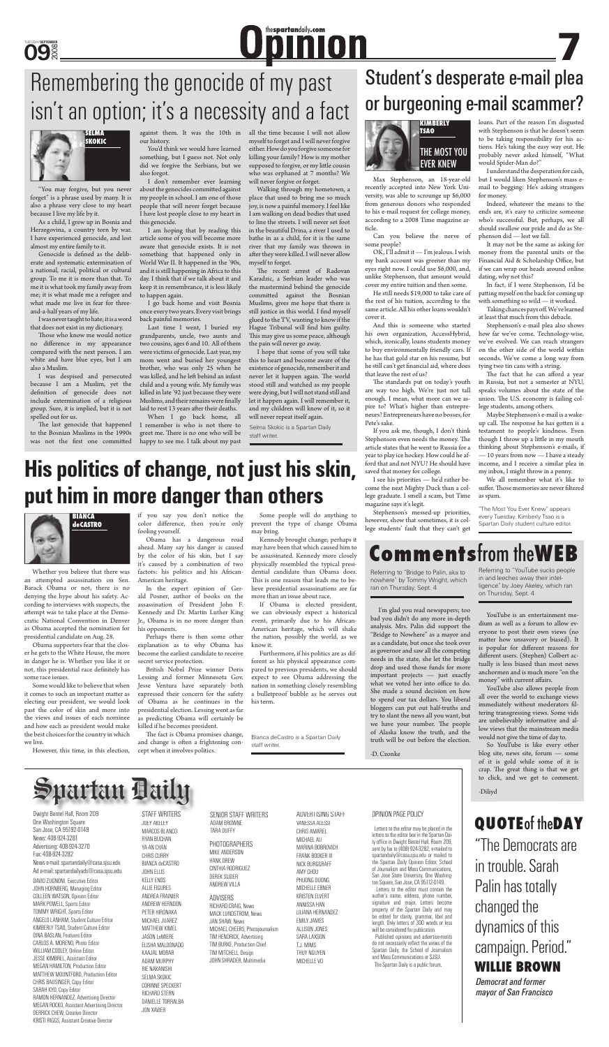# Opinion

## Remembering the genocide of my past isn't an option; it's a necessity and a fact

**SELMA SKOKIC**

"You may forgive, but you never forget" is a phrase used by many. It is also a phrase very close to my heart because I live my life by it.

As a child, I grew up in Bosnia and Herzegovina, a country torn by war. I have experienced genocide, and lost almost my entire family to it.

Genocide is defined as the deliberate and systematic extermination of a national, racial, political or cultural group. To me it is more than that. To me it is what took my family away from me; it is what made me a refugee and what made me live in fear for three-and-a-half years of my life.

I was never taught to hate; it is a word that does not exist in my dictionary.

Those who know me would notice no difference in my appearance compared with the next person. I am white and have blue eyes, but I am also a Muslim.

I was despised and persecuted because I am a Muslim, yet the definition of genocide does not include extermination of a religious group. Sure, it is implied, but it is not spelled out for us.

The last genocide that happened to the Bosnian Muslims in the 1990s was not the first one committed against them. It was the 10th in our history.

You'd think we would have learned something, but I guess not. Not only did we forgive the Serbians, but we also forgot.

I don't remember ever learning about the genocides committed against my people in school. I am one of those people that will never forget because I have lost people close to my heart in this genocide.

I am hoping that by reading this article some of you will become more aware that genocide exists. It is not something that happened only in World War II. It happened in the '90s, and it is still happening in Africa to this day. I think that if we talk about it and keep it in remembrance, it is less likely to happen again.

I go back home and visit Bosnia once every two years. Every visit brings back painful memories.

Last time I went, I buried my grandparents, uncle, two aunts and two cousins, ages 6 and 10. All of them were victims of genocide. Last year, my mom went and buried her youngest brother, who was only 25 when he was killed, and he left behind an infant child and a young wife. My family was killed in late '92 just because they were Muslims, and their remains were finally laid to rest 13 years after their deaths.

When I go back home, all I remember is who is not there to greet me. There is no one who will be happy to see me. I talk about my past all the time because I will not allow myself to forget and I will never forgive either. How do you forgive someone for killing your family? How is my mother supposed to forgive, or my little cousin who was orphaned at 7 months? We will never forgive or forget.

Walking through my hometown, a place that used to bring me so much joy, is now a painful memory. I feel like I am walking on dead bodies that used to line the streets. I will never set foot in the beautiful Drina, a river I used to bathe in as a child, for it is the same river that my family was thrown in after they were killed. I will never allow myself to forget.

The recent arrest of Radovan Karadzic, a Serbian leader who was the mastermind behind the genocide committed against the Bosnian Muslims, gives me hope that there is still justice in this world. I find myself glued to the TV, wanting to know if the Hague Tribunal will find him guilty. This may give us some peace, although the pain will never go away.

I hope that some of you will take this to heart and become aware of the existence of genocide, remember it and never let it happen again. The world stood still and watched as my people were dying, but I will not stand still and let it happen again. I will remember it, and my children will know of it, so it will never repeat itself again.

*Selma Skokic is a Spartan Daily staff writer.*

## Student's desperate e-mail plea or burgeoning e-mail scammer?

**KIMBERLY TSAO — THE MOST YOU EVER KNEW**

Max Stephenson, an 18-year-old recently accepted into New York University, was able to scrounge up $6,000 from generous donors who responded to his e-mail request for college money, according to a 2008 Time magazine article.

Can you believe the nerve of some people?

OK, I'll admit it — I'm jealous. I wish my bank account was greener than my eyes right now. I could use $6,000, and, unlike Stephenson, that amount would cover my entire tuition and then some.

He still needs $19,000 to take care of the rest of his tuition, according to the same article. All his other loans wouldn't cover it.

And this is someone who started his own organization, AccessHybrid, which, ironically, loans students money to buy environmentally friendly cars. If he has that gold star on his resume, but he still can't get financial aid, where does that leave the rest of us?

The standards put on today's youth are way too high. We're just not tall enough. I mean, what more can we aspire to? What's higher than entrepreneurs? Entrepreneurs have no bosses, for Pete's sake.

If you ask me, though, I don't think Stephenson even needs the money. The article states that he went to Russia for a year to play ice hockey. How could he afford that and not NYU? He should have saved that money for college.

I see his priorities — he'd rather become the next Mighty Duck than a college graduate. I smell a scam, but Time magazine says it's legit.

Stephenson's messed-up priorities, however, show that sometimes, it is college students' fault that they can't get loans. Part of the reason I'm disgusted with Stephenson is that he doesn't seem to be taking responsibility for his actions. He's taking the easy way out. He probably never asked himself, "What would Spider-Man do?"

I understand the desperation for cash, but I would liken Stephenson's mass e-mail to begging: He's asking strangers for money.

Indeed, whatever the means to the ends are, it's easy to criticize someone who's successful. But, perhaps, we all should swallow our pride and do as Stephenson did — lest we fall.

It may not be the same as asking for money from the parental units or the Financial Aid & Scholarship Office, but if we can wrap our heads around online dating, why not this?

In fact, if I were Stephenson, I'd be patting myself on the back for coming up with something so wild — it worked.

Taking chances pays off. We've learned at least that much from this debacle.

Stephenson's e-mail plea also shows how far we've evolved. We can reach strangers on the other side of the world within seconds. We've come a long way from tying two tin cans with a string.

The fact that he can afford a year in Russia, but not a semester at NYU, speaks volumes about the state of the union. The U.S. economy is failing college students, among others.

Maybe Stephenson's e-mail is a wake-up call. The response he has gotten is a testament to people's kindness. Even though I throw up a little in my mouth thinking about Stephenson's e-mails, if — 10 years from now — I have a steady income, and I receive a similar plea in my inbox, I might throw in a penny.

We all remember what it's like to suffer. Those memories are never filtered as spam.

*"The Most You Ever Knew" appears every Tuesday. Kimberly Tsao is a Spartan Daily student culture editor.*

## His politics of change, not just his skin, put him in more danger than others

**BIANCA deCASTRO**

Whether you believe that there was an attempted assassination on Sen. Barack Obama or not, there is no denying the hype about his safety. According to interviews with suspects, the attempt was to take place at the Democratic National Convention in Denver as Obama accepted the nomination for presidential candidate on Aug. 28.

Obama supporters fear that the closer he gets to the White House, the more in danger he is. Whether you like it or not, this presidential race definitely has some race issues.

Some would like to believe that when it comes to such an important matter as electing our president, we would look past the color of skin and more into the views and issues of each nominee and how each as president would make the best choices for the country in which we live.

However, this time, in this election, if you say you don't notice the color difference, then you're only fooling yourself.

Obama has a dangerous road ahead. Many say his danger is caused by the color of his skin, but I say it's caused by a combination of two factors: his politics and his African-American heritage.

In the expert opinion of Gerald Posner, author of books on the assassination of President John F. Kennedy and Dr. Martin Luther King Jr., Obama is in no more danger than his opponents.

Perhaps there is then some other explanation as to why Obama has become the earliest candidate to receive secret service protection.

British Nobel Prize winner Doris Lessing and former Minnesota Gov. Jesse Ventura have separately both expressed their concern for the safety of Obama as he continues in the presidential election. Lessing went as far as predicting Obama will certainly be killed if he becomes president.

The fact is Obama promises change, and change is often a frightening concept when it involves politics.

Some people will do anything to prevent the type of change Obama may bring.

Kennedy brought change; perhaps it may have been that which caused him to be assassinated. Kennedy more closely physically resembled the typical presidential candidate than Obama does. This is one reason that leads me to believe presidential assassinations are far more than an issue about race.

If Obama is elected president, we can obviously expect a historical event, primarily due to his African-American heritage, which will shake the nation, possibly the world, as we know it.

Furthermore, if his politics are as different as his physical appearance compared to previous presidents, we should expect to see Obama addressing the nation in something closely resembling a bulletproof bubble as he serves out his term.

*Bianca deCastro is a Spartan Daily staff writer.*

## Comments from the WEB

Referring to "Bridge to Palin, aka to nowhere" by Tommy Wright, which ran on Thursday, Sept. 4

I'm glad you read newspapers; too bad you didn't do any more in-depth analysis. Mrs. Palin did support the "Bridge to Nowhere" as a mayor and as a candidate, but once she took over as governor and saw all the competing needs in the state, she let the bridge drop and used those funds for more important projects — just exactly what we voted her into office to do. She made a sound decision on how to spend our tax dollars. You liberal bloggers can put out half-truths and try to slant the news all you want, but we have your number. The people of Alaska know the truth, and the truth will be out before the election.

-D. Czonke

Referring to "YouTube sucks people in and leeches away their intelligence" by Joey Akeley, which ran on Thursday, Sept. 4

YouTube is an entertainment medium as well as a forum to allow everyone to post their own views (no matter how unsavory or biased). It is popular for different reasons for different users. (Stephen) Colbert actually is less biased than most news anchormen and is much more "on the money" with current affairs.

YouTube also allows people from all over the world to exchange views immediately without moderators filtering transgressing views. Some vids are unbelievably informative and allow views that the mainstream media would not give the time of day to.

So YouTube is like every other blog site, news site, forum — some of it is gold while some of it is crap. The great thing is that we get to click, and we get to comment.

-Diliyd

# Spartan Daily

Dwight Bentel Hall, Room 209
One Washington Square
San Jose, CA 95192-0149
News: 408-924-3281
Advertising: 408-924-3270
Fax: 408-924-3282
News e-mail: spartandaily@casa.sjsu.edu
Ad e-mail: spartandailyads@casa.sjsu.edu

DAVID ZUGNONI, Executive Editor
JOHN HORNBERG, Managing Editor
COLLEEN WATSON, Opinion Editor
MARK POWELL, Sports Editor
TOMMY WRIGHT, Sports Editor
ANGELO LANHAM, Student Culture Editor
KIMBERLY TSAO, Student Culture Editor
DINA BASLAN, Features Editor
CARLOS A. MORENO, Photo Editor
WILLIAM COOLEY, Online Editor
JESSE KIMBREL, Assistant Editor
MEGAN HAMILTON, Production Editor
MATTHEW MOUNTFORD, Production Editor
CHRIS BAUSINGER, Copy Editor
SARAH KYO, Copy Editor
RAMON HERNANDEZ, Advertising Director
MEGAN ROCKO, Assistant Advertising Director
DERRICK CHEW, Creative Director
KRISTI RIGGS, Assistant Creative Director

STAFF WRITERS
JOEY AKELEY
MARCOS BLANCO
RYAN BUCHAN
YA-AN CHAN
CHRIS CURRY
BIANCA deCASTRO
JOHN ELLIS
KELLY ENOS
ALLIE FIGURES
ANDREA FRAINIER
ANDREW HERNDON
PETER HIRONAKA
MICHAEL JUAREZ
MATTHEW KIMEL
JASON LeMIERE
ELISHA MALDONADO
KAAJAL MORAR
ADAM MURPHY
RIE NAKANISHI
SELMA SKOKIC
CORINNE SPECKERT
RICHARD STERN
DANIELLE TORRALBA
JON XAVIER

SENIOR STAFF WRITERS
ADAM BROWNE
TARA DUFFY

PHOTOGRAPHERS
MIKE ANDERSON
HANK DREW
CINTHIA RODRIGUEZ
DEREK SIJDER
ANDREW VILLA

ADVISERS
RICHARD CRAIG, News
MACK LUNDSTROM, News
JAN SHAW, News
MICHAEL CHEERS, Photojournalism
TIM HENDRICK, Advertising
TIM BURKE, Production Chief
TIM MITCHELL, Design
JOHN SHRADER, Multimedia

ADVERTISING STAFF
VANESSA ALESSI
CHRIS AMAREL
MICHAEL AU
MARINA BOBROVICH
FRANK BOOKER III
NICK BURGGRAFF
AMY CHOU
PHUONG DUONG
MICHELLE EBNER
KRISTEN ELVERT
ANNISSA HAN
LILIANA HERNANDEZ
EMILY JAMES
ALLISON JONES
SARA LAXSON
T.J. MIMS
THUY NGUYEN
MICHELLE VO

OPINION PAGE POLICY

Letters to the editor may be placed in the letters to the editor box in the Spartan Daily office in Dwight Bentel Hall, Room 209, sent by fax to (408) 924-3282, e-mailed to spartandaily@casa.sjsu.edu or mailed to the Spartan Daily Opinion Editor, School of Journalism and Mass Communications, San Jose State University, One Washington Square, San Jose, CA 95112-0149.

Letters to the editor must contain the author's name, address, phone number, signature and major. Letters become property of the Spartan Daily and may be edited for clarity, grammar, libel and length. Only letters of 300 words or less will be considered for publication.

Published opinions and advertisements do not necessarily reflect the views of the Spartan Daily, the School of Journalism and Mass Communications or SJSU.

The Spartan Daily is a public forum.

## QUOTE of the DAY

"The Democrats are in trouble. Sarah Palin has totally changed the dynamics of this campaign. Period."

**WILLIE BROWN**
*Democrat and former mayor of San Francisco*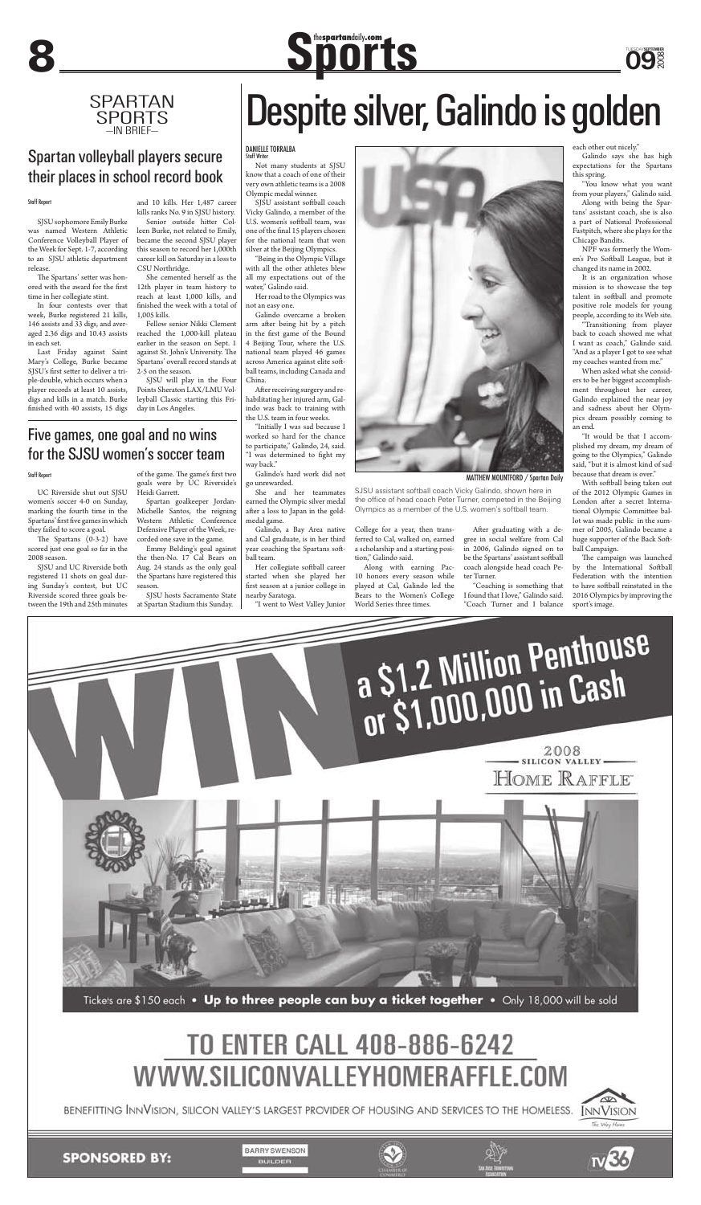# Sports

## SPARTAN SPORTS —IN BRIEF—

### Spartan volleyball players secure their places in school record book

Staff Report

SJSU sophomore Emily Burke was named Western Athletic Conference Volleyball Player of the Week for Sept. 1-7, according to an SJSU athletic department release.

The Spartans' setter was honored with the award for the first time in her collegiate stint.

In four contests over that week, Burke registered 21 kills, 146 assists and 33 digs, and averaged 2.36 digs and 10.43 assists in each set.

Last Friday against Saint Mary's College, Burke became SJSU's first setter to deliver a triple-double, which occurs when a player records at least 10 assists, digs and kills in a match. Burke finished with 40 assists, 15 digs and 10 kills. Her 1,487 career kills ranks No. 9 in SJSU history.

Senior outside hitter Colleen Burke, not related to Emily, became the second SJSU player this season to record her 1,000th career kill on Saturday in a loss to CSU Northridge.

She cemented herself as the 12th player in team history to reach at least 1,000 kills, and finished the week with a total of 1,005 kills.

Fellow senior Nikki Clement reached the 1,000-kill plateau earlier in the season on Sept. 1 against St. John's University. The Spartans' overall record stands at 2-5 on the season.

SJSU will play in the Four Points Sheraton LAX/LMU Volleyball Classic starting this Friday in Los Angeles.

### Five games, one goal and no wins for the SJSU women's soccer team

Staff Report

UC Riverside shut out SJSU women's soccer 4-0 on Sunday, marking the fourth time in the Spartans' first five games in which they failed to score a goal.

The Spartans (0-3-2) have scored just one goal so far in the 2008 season.

SJSU and UC Riverside both registered 11 shots on goal during Sunday's contest, but UC Riverside scored three goals between the 19th and 25th minutes of the game. The game's first two goals were by UC Riverside's Heidi Garrett.

Spartan goalkeeper Jordan-Michelle Santos, the reigning Western Athletic Conference Defensive Player of the Week, recorded one save in the game.

Emmy Belding's goal against the then-No. 17 Cal Bears on Aug. 24 stands as the only goal the Spartans have registered this season.

SJSU hosts Sacramento State at Spartan Stadium this Sunday.

# Despite silver, Galindo is golden

DANIELLE TORRALBA
Staff Writer

Not many students at SJSU know that a coach of one of their very own athletic teams is a 2008 Olympic medal winner.

SJSU assistant softball coach Vicky Galindo, a member of the U.S. women's softball team, was one of the final 15 players chosen for the national team that won silver at the Beijing Olympics.

"Being in the Olympic Village with all the other athletes blew all my expectations out of the water," Galindo said.

Her road to the Olympics was not an easy one.

Galindo overcame a broken arm after being hit by a pitch in the first game of the Bound 4 Beijing Tour, where the U.S. national team played 46 games across America against elite softball teams, including Canada and China.

After receiving surgery and rehabilitating her injured arm, Galindo was back to training with the U.S. team in four weeks.

"Initially I was sad because I worked so hard for the chance to participate," Galindo, 24, said. "I was determined to fight my way back."

Galindo's hard work did not go unrewarded.

She and her teammates earned the Olympic silver medal after a loss to Japan in the gold-medal game.

Galindo, a Bay Area native and Cal graduate, is in her third year coaching the Spartans softball team.

Her collegiate softball career started when she played her first season at a junior college in nearby Saratoga.

"I went to West Valley Junior College for a year, then transferred to Cal, walked on, earned a scholarship and a starting position," Galindo said.

Along with earning Pac-10 honors every season while played at Cal, Galindo led the Bears to the Women's College World Series three times.

After graduating with a degree in social welfare from Cal in 2006, Galindo signed on to be the Spartans' assistant softball coach alongside head coach Peter Turner.

"Coaching is something that I found that I love," Galindo said. "Coach Turner and I balance each other out nicely."

Galindo says she has high expectations for the Spartans this spring.

"You know what you want from your players," Galindo said.

Along with being the Spartans' assistant coach, she is also a part of National Professional Fastpitch, where she plays for the Chicago Bandits.

NPF was formerly the Women's Pro Softball League, but it changed its name in 2002.

It is an organization whose mission is to showcase the top talent in softball and promote positive role models for young people, according to its Web site.

"Transitioning from player back to coach showed me what I want as coach," Galindo said. "And as a player I got to see what my coaches wanted from me."

When asked what she considers to be her biggest accomplishment throughout her career, Galindo explained the near joy and sadness about her Olympics dream possibly coming to an end.

"It would be that I accomplished my dream, my dream of going to the Olympics," Galindo said, "but it is almost kind of sad because that dream is over."

With softball being taken out of the 2012 Olympic Games in London after a secret International Olympic Committee ballot was made public in the summer of 2005, Galindo became a huge supporter of the Back Softball Campaign.

The campaign was launched by the International Softball Federation with the intention to have softball reinstated in the 2016 Olympics by improving the sport's image.

MATTHEW MOUNTFORD / Spartan Daily

SJSU assistant softball coach Vicky Galindo, shown here in the office of head coach Peter Turner, competed in the Beijing Olympics as a member of the U.S. women's softball team.

WIN a $1.2 Million Penthouse or $1,000,000 in Cash

2008 SILICON VALLEY HOME RAFFLE

Tickets are $150 each • **Up to three people can buy a ticket together** • Only 18,000 will be sold

TO ENTER CALL 408-886-6242
WWW.SILICONVALLEYHOMERAFFLE.COM

BENEFITTING INNVISION, SILICON VALLEY'S LARGEST PROVIDER OF HOUSING AND SERVICES TO THE HOMELESS.

SPONSORED BY: BARRY SWENSON BUILDER